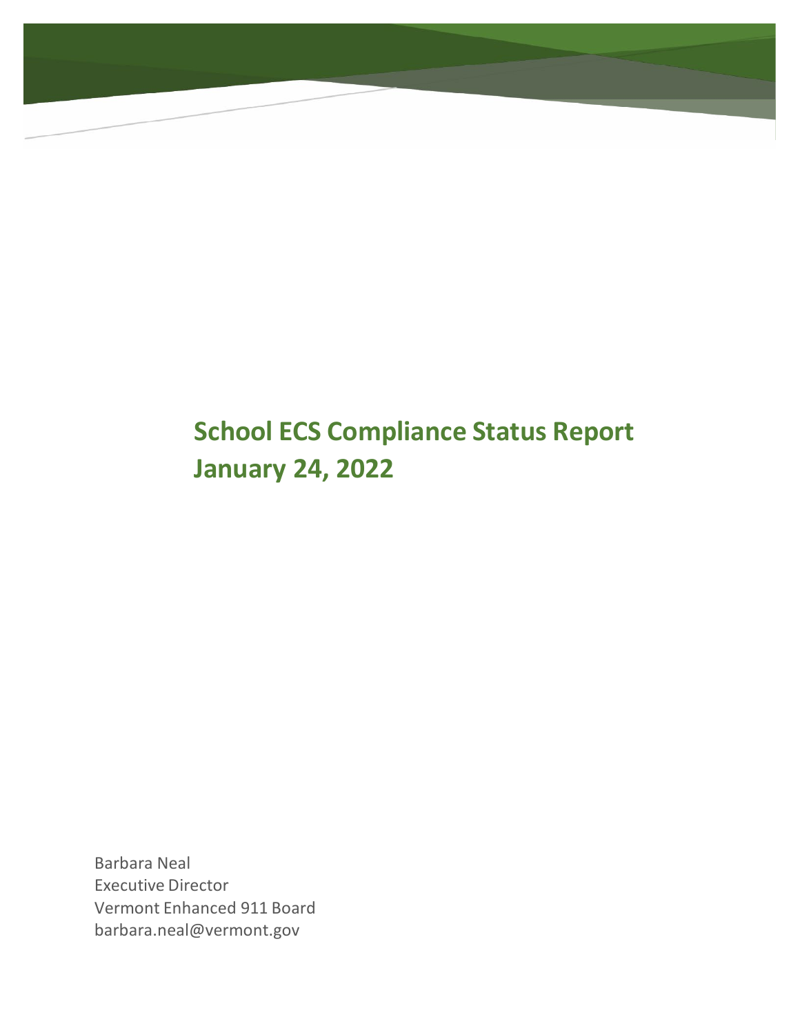# School ECS Compliance Status Report
# January 24, 2022

Barbara Neal
Executive Director
Vermont Enhanced 911 Board
barbara.neal@vermont.gov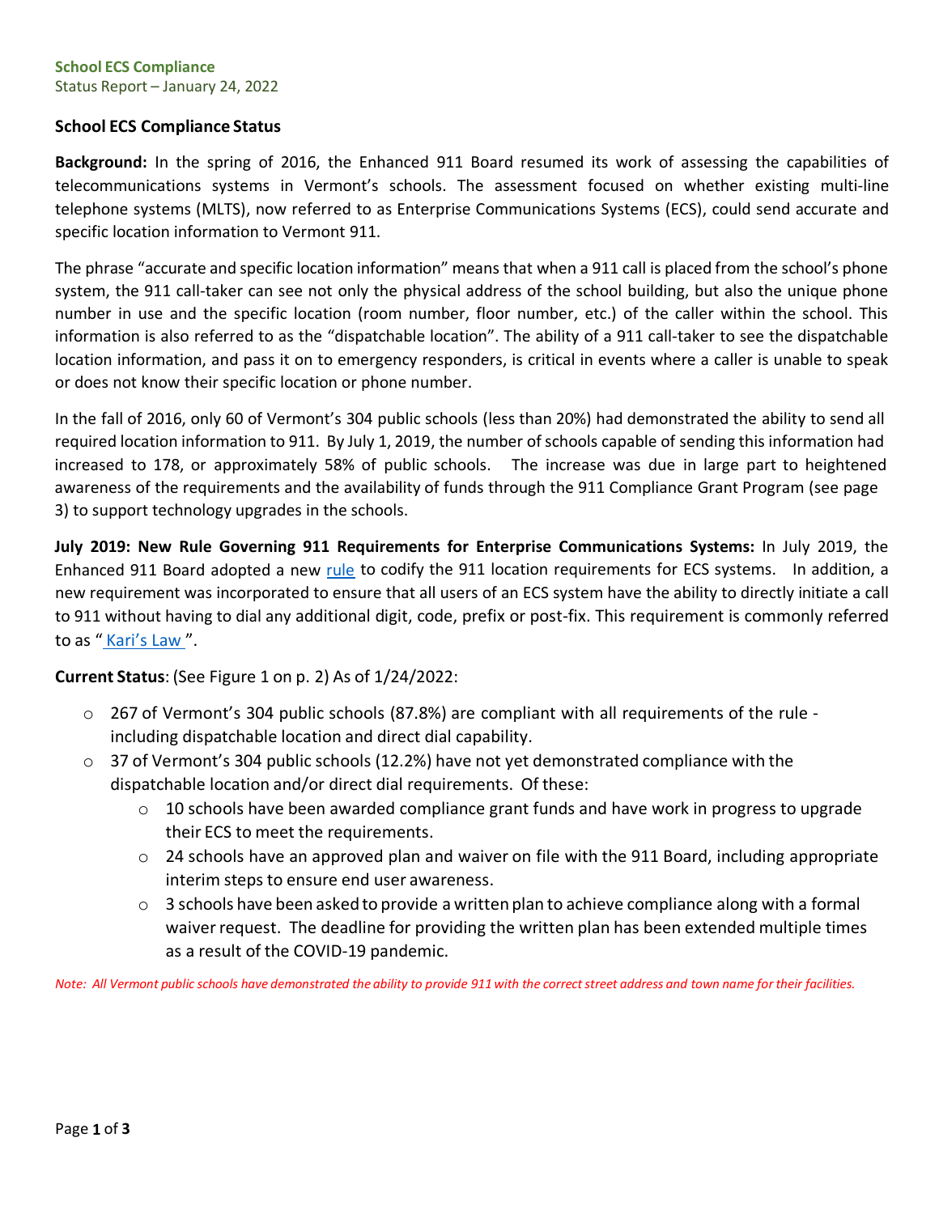**School ECS Compliance**
Status Report – January 24, 2022

## School ECS Compliance Status

**Background:** In the spring of 2016, the Enhanced 911 Board resumed its work of assessing the capabilities of telecommunications systems in Vermont's schools. The assessment focused on whether existing multi-line telephone systems (MLTS), now referred to as Enterprise Communications Systems (ECS), could send accurate and specific location information to Vermont 911.

The phrase "accurate and specific location information" means that when a 911 call is placed from the school's phone system, the 911 call-taker can see not only the physical address of the school building, but also the unique phone number in use and the specific location (room number, floor number, etc.) of the caller within the school. This information is also referred to as the "dispatchable location". The ability of a 911 call-taker to see the dispatchable location information, and pass it on to emergency responders, is critical in events where a caller is unable to speak or does not know their specific location or phone number.

In the fall of 2016, only 60 of Vermont's 304 public schools (less than 20%) had demonstrated the ability to send all required location information to 911. By July 1, 2019, the number of schools capable of sending this information had increased to 178, or approximately 58% of public schools. The increase was due in large part to heightened awareness of the requirements and the availability of funds through the 911 Compliance Grant Program (see page 3) to support technology upgrades in the schools.

**July 2019: New Rule Governing 911 Requirements for Enterprise Communications Systems:** In July 2019, the Enhanced 911 Board adopted a new rule to codify the 911 location requirements for ECS systems. In addition, a new requirement was incorporated to ensure that all users of an ECS system have the ability to directly initiate a call to 911 without having to dial any additional digit, code, prefix or post-fix. This requirement is commonly referred to as "Kari's Law".

**Current Status**: (See Figure 1 on p. 2) As of 1/24/2022:

- 267 of Vermont's 304 public schools (87.8%) are compliant with all requirements of the rule - including dispatchable location and direct dial capability.
- 37 of Vermont's 304 public schools (12.2%) have not yet demonstrated compliance with the dispatchable location and/or direct dial requirements. Of these:
  - 10 schools have been awarded compliance grant funds and have work in progress to upgrade their ECS to meet the requirements.
  - 24 schools have an approved plan and waiver on file with the 911 Board, including appropriate interim steps to ensure end user awareness.
  - 3 schools have been asked to provide a written plan to achieve compliance along with a formal waiver request. The deadline for providing the written plan has been extended multiple times as a result of the COVID-19 pandemic.

*Note: All Vermont public schools have demonstrated the ability to provide 911 with the correct street address and town name for their facilities.*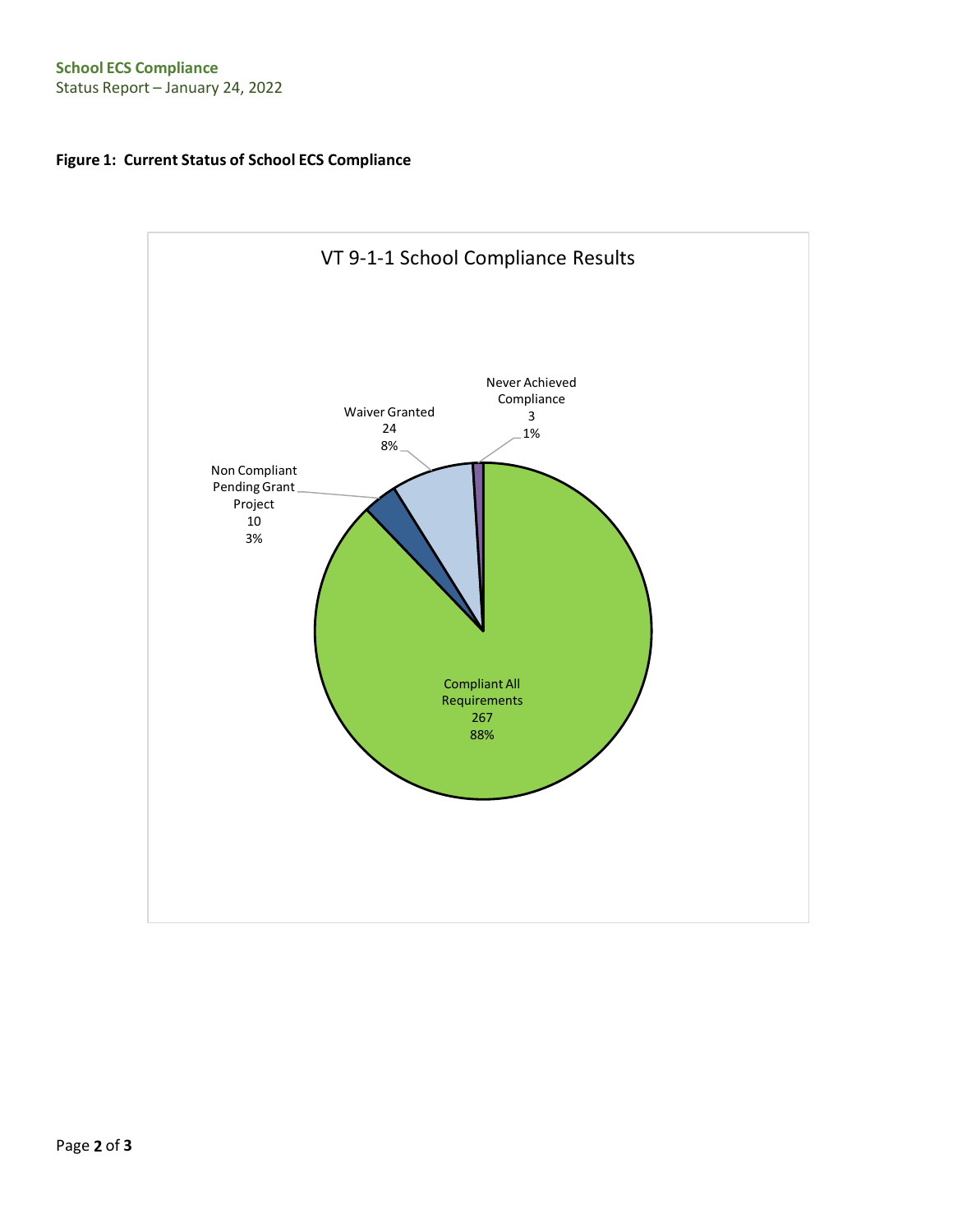**Figure 1: Current Status of School ECS Compliance**

VT 9-1-1 School Compliance Results

| Category | Count | Percent |
|---|---|---|
| Compliant All Requirements | 267 | 88% |
| Non Compliant Pending Grant Project | 10 | 3% |
| Waiver Granted | 24 | 8% |
| Never Achieved Compliance | 3 | 1% |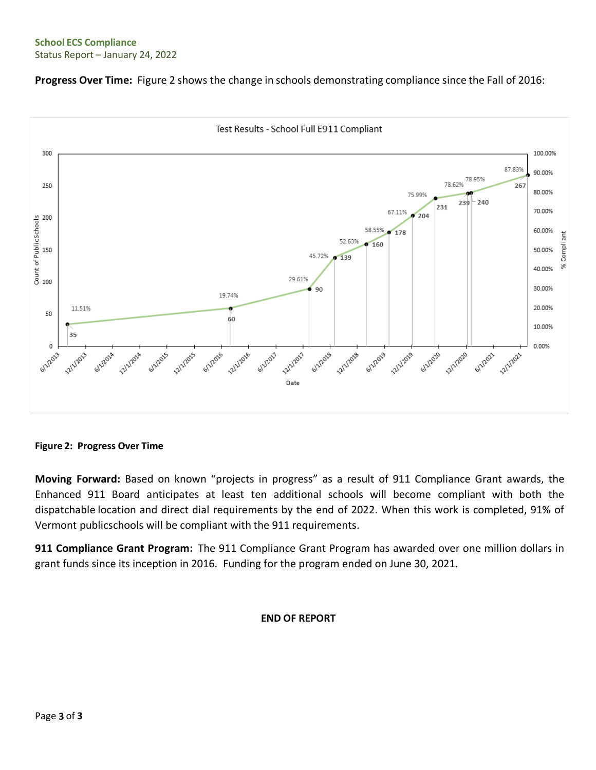**Progress Over Time:** Figure 2 shows the change in schools demonstrating compliance since the Fall of 2016:

Test Results - School Full E911 Compliant

Count of PublicSchools

300
250
200
150
100
50
0

% Compliant

100.00%
90.00%
80.00%
70.00%
60.00%
50.00%
40.00%
30.00%
20.00%
10.00%
0.00%

11.51%
35
19.74%
60
29.61%
90
45.72%
139
52.63%
160
58.55%
178
67.11%
204
75.99%
231
78.62%
239
78.95%
240
87.83%
267

6/1/2013
12/1/2013
6/1/2014
12/1/2014
6/1/2015
12/1/2015
6/1/2016
12/1/2016
6/1/2017
12/1/2017
6/1/2018
12/1/2018
6/1/2019
12/1/2019
6/1/2020
12/1/2020
6/1/2021
12/1/2021

Date

**Figure 2: Progress Over Time**

**Moving Forward:** Based on known "projects in progress" as a result of 911 Compliance Grant awards, the Enhanced 911 Board anticipates at least ten additional schools will become compliant with both the dispatchable location and direct dial requirements by the end of 2022. When this work is completed, 91% of Vermont publicschools will be compliant with the 911 requirements.

**911 Compliance Grant Program:** The 911 Compliance Grant Program has awarded over one million dollars in grant funds since its inception in 2016. Funding for the program ended on June 30, 2021.

**END OF REPORT**